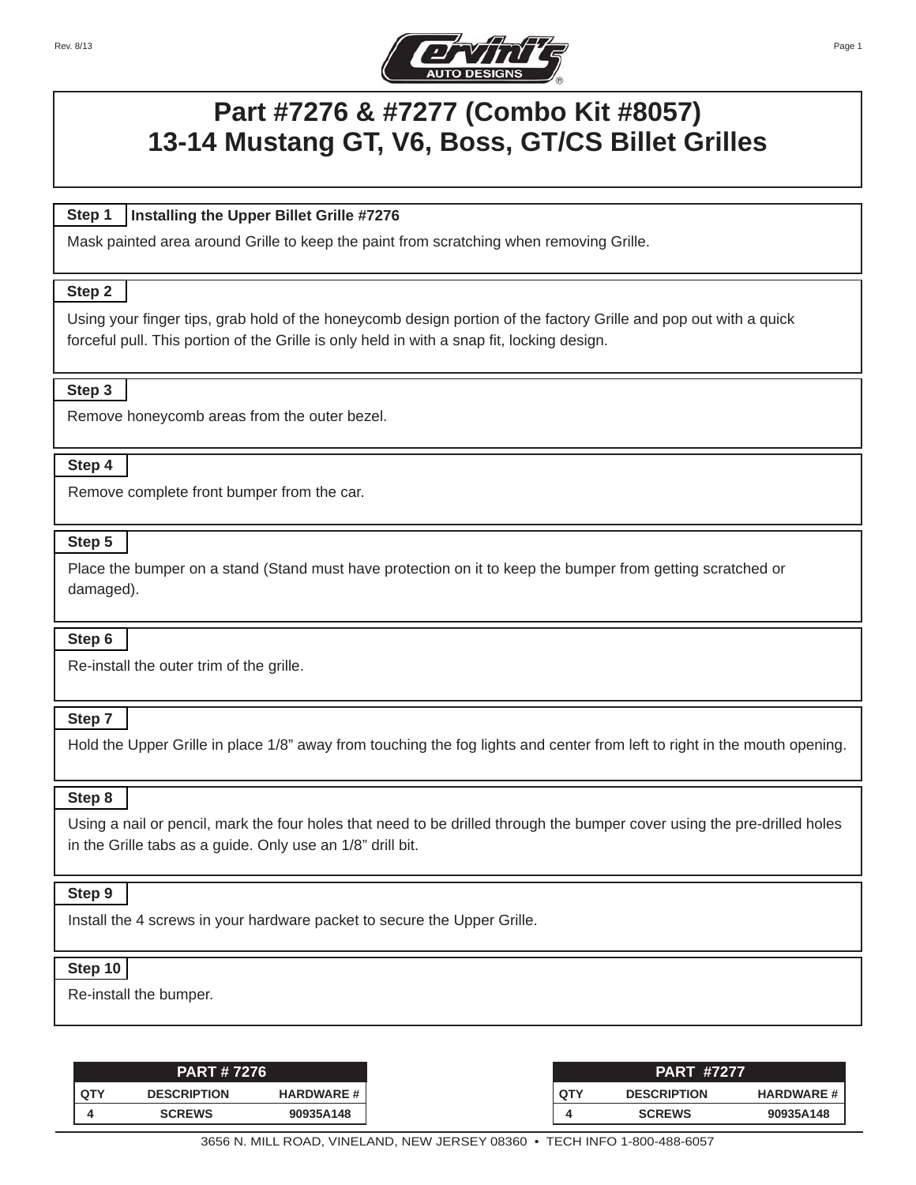# Part #7276 & #7277 (Combo Kit #8057)
# 13-14 Mustang GT, V6, Boss, GT/CS Billet Grilles

**Step 1** **Installing the Upper Billet Grille #7276**

Mask painted area around Grille to keep the paint from scratching when removing Grille.

**Step 2**

Using your finger tips, grab hold of the honeycomb design portion of the factory Grille and pop out with a quick forceful pull. This portion of the Grille is only held in with a snap fit, locking design.

**Step 3**

Remove honeycomb areas from the outer bezel.

**Step 4**

Remove complete front bumper from the car.

**Step 5**

Place the bumper on a stand (Stand must have protection on it to keep the bumper from getting scratched or damaged).

**Step 6**

Re-install the outer trim of the grille.

**Step 7**

Hold the Upper Grille in place 1/8" away from touching the fog lights and center from left to right in the mouth opening.

**Step 8**

Using a nail or pencil, mark the four holes that need to be drilled through the bumper cover using the pre-drilled holes in the Grille tabs as a guide. Only use an 1/8" drill bit.

**Step 9**

Install the 4 screws in your hardware packet to secure the Upper Grille.

**Step 10**

Re-install the bumper.

| PART # 7276 | | |
|---|---|---|
| QTY | DESCRIPTION | HARDWARE # |
| 4 | SCREWS | 90935A148 |

| PART #7277 | | |
|---|---|---|
| QTY | DESCRIPTION | HARDWARE # |
| 4 | SCREWS | 90935A148 |

3656 N. MILL ROAD, VINELAND, NEW JERSEY 08360 • TECH INFO 1-800-488-6057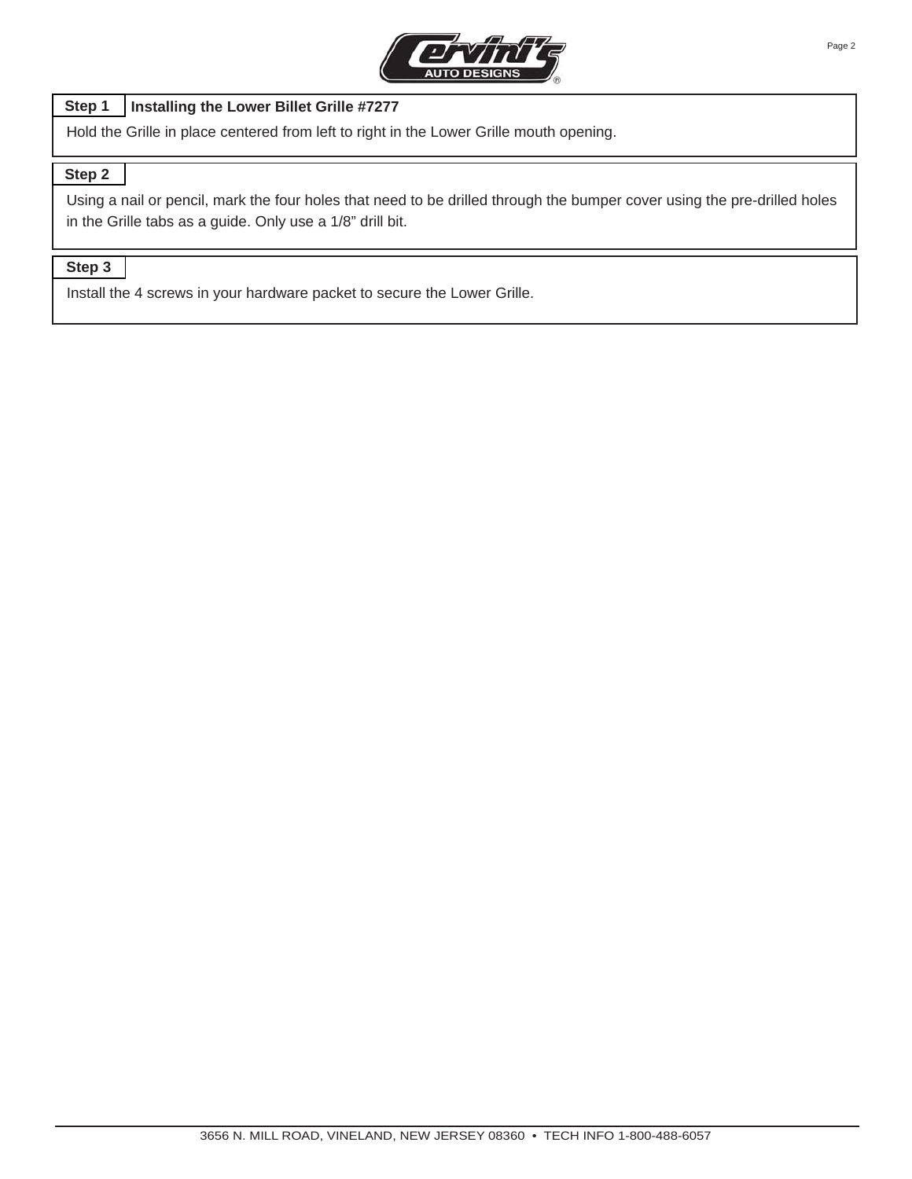**Step 1** | **Installing the Lower Billet Grille #7277**

Hold the Grille in place centered from left to right in the Lower Grille mouth opening.

**Step 2**

Using a nail or pencil, mark the four holes that need to be drilled through the bumper cover using the pre-drilled holes in the Grille tabs as a guide. Only use a 1/8” drill bit.

**Step 3**

Install the 4 screws in your hardware packet to secure the Lower Grille.